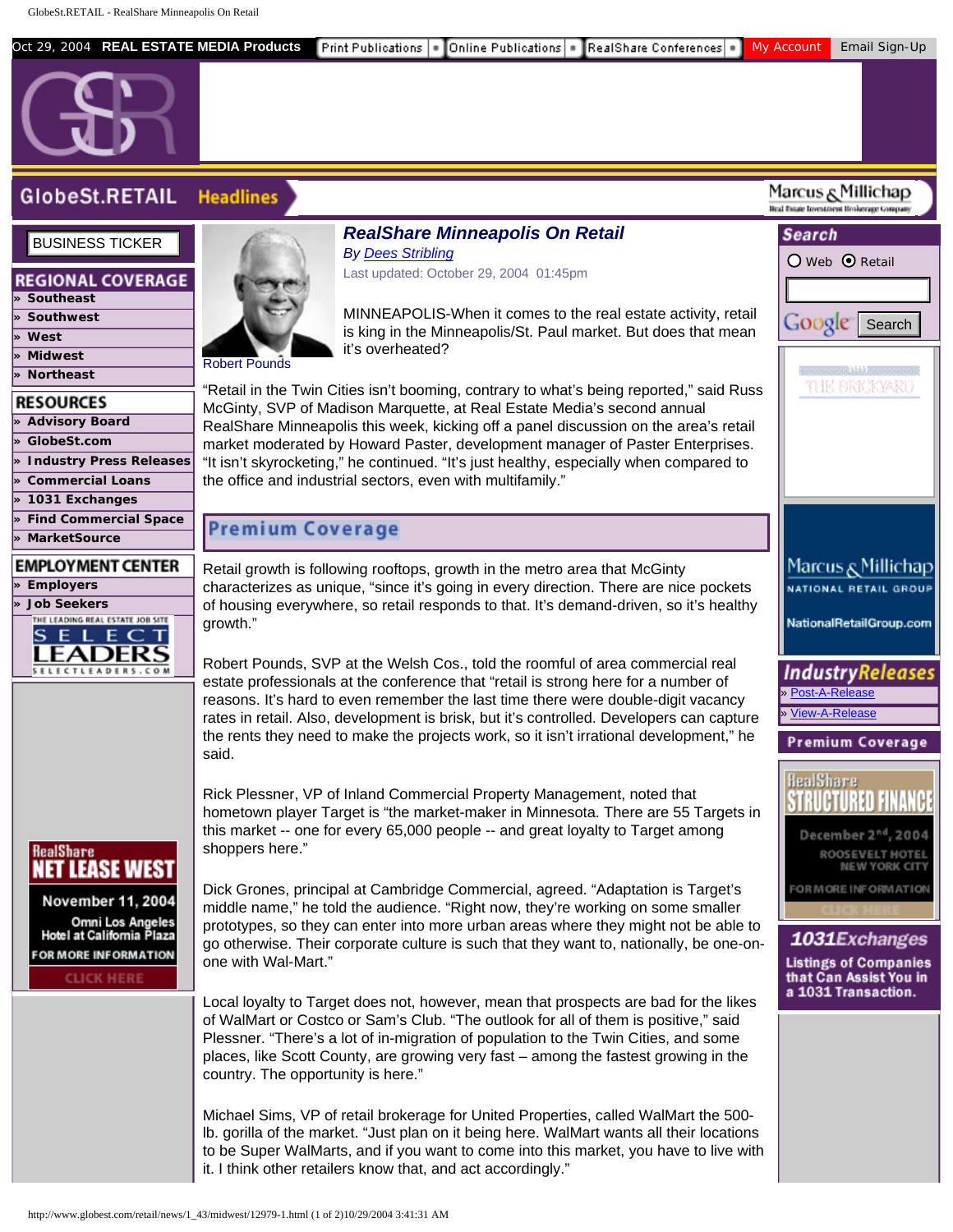# RealShare Minneapolis On Retail

*By Dees Stribling*

Last updated: October 29, 2004 01:45pm

Robert Pounds

MINNEAPOLIS-When it comes to the real estate activity, retail is king in the Minneapolis/St. Paul market. But does that mean it's overheated?

"Retail in the Twin Cities isn't booming, contrary to what's being reported," said Russ McGinty, SVP of Madison Marquette, at Real Estate Media's second annual RealShare Minneapolis this week, kicking off a panel discussion on the area's retail market moderated by Howard Paster, development manager of Paster Enterprises. "It isn't skyrocketing," he continued. "It's just healthy, especially when compared to the office and industrial sectors, even with multifamily."

Retail growth is following rooftops, growth in the metro area that McGinty characterizes as unique, "since it's going in every direction. There are nice pockets of housing everywhere, so retail responds to that. It's demand-driven, so it's healthy growth."

Robert Pounds, SVP at the Welsh Cos., told the roomful of area commercial real estate professionals at the conference that "retail is strong here for a number of reasons. It's hard to even remember the last time there were double-digit vacancy rates in retail. Also, development is brisk, but it's controlled. Developers can capture the rents they need to make the projects work, so it isn't irrational development," he said.

Rick Plessner, VP of Inland Commercial Property Management, noted that hometown player Target is "the market-maker in Minnesota. There are 55 Targets in this market -- one for every 65,000 people -- and great loyalty to Target among shoppers here."

Dick Grones, principal at Cambridge Commercial, agreed. "Adaptation is Target's middle name," he told the audience. "Right now, they're working on some smaller prototypes, so they can enter into more urban areas where they might not be able to go otherwise. Their corporate culture is such that they want to, nationally, be one-on-one with Wal-Mart."

Local loyalty to Target does not, however, mean that prospects are bad for the likes of WalMart or Costco or Sam's Club. "The outlook for all of them is positive," said Plessner. "There's a lot of in-migration of population to the Twin Cities, and some places, like Scott County, are growing very fast – among the fastest growing in the country. The opportunity is here."

Michael Sims, VP of retail brokerage for United Properties, called WalMart the 500-lb. gorilla of the market. "Just plan on it being here. WalMart wants all their locations to be Super WalMarts, and if you want to come into this market, you have to live with it. I think other retailers know that, and act accordingly."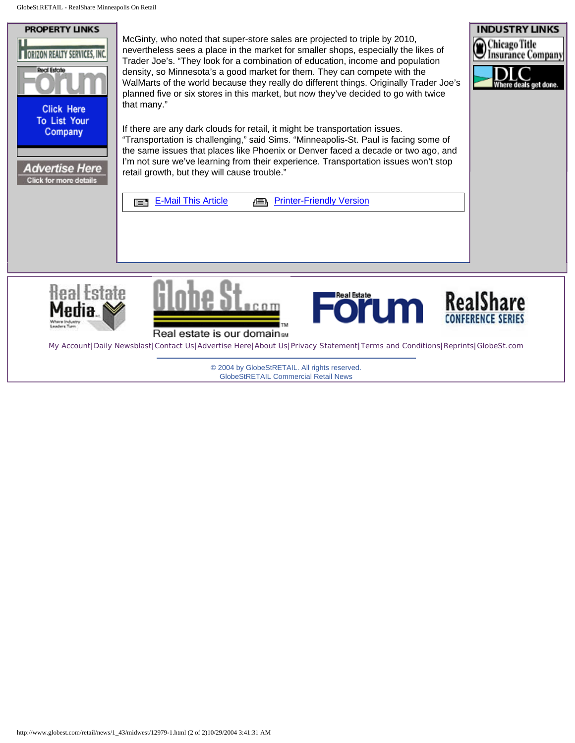McGinty, who noted that super-store sales are projected to triple by 2010, nevertheless sees a place in the market for smaller shops, especially the likes of Trader Joe's. "They look for a combination of education, income and population density, so Minnesota's a good market for them. They can compete with the WalMarts of the world because they really do different things. Originally Trader Joe's planned five or six stores in this market, but now they've decided to go with twice that many."

If there are any dark clouds for retail, it might be transportation issues. "Transportation is challenging," said Sims. "Minneapolis-St. Paul is facing some of the same issues that places like Phoenix or Denver faced a decade or two ago, and I'm not sure we've learning from their experience. Transportation issues won't stop retail growth, but they will cause trouble."

E-Mail This Article | Printer-Friendly Version

My Account | Daily Newsblast | Contact Us | Advertise Here | About Us | Privacy Statement | Terms and Conditions | Reprints | GlobeSt.com

© 2004 by GlobeStRETAIL. All rights reserved.
GlobeStRETAIL Commercial Retail News